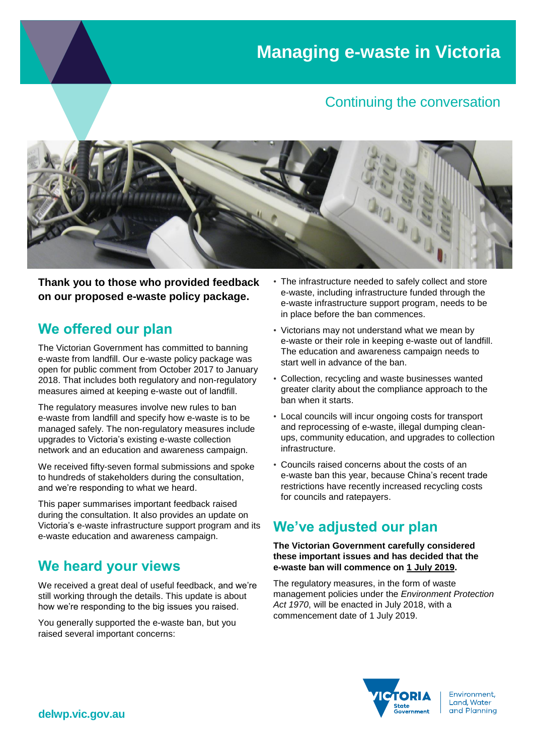# Managing e-waste in Victoria

## Continuing the conversation

**Thank you to those who provided feedback on our proposed e-waste policy package.**

## We offered our plan

The Victorian Government has committed to banning e-waste from landfill. Our e-waste policy package was open for public comment from October 2017 to January 2018. That includes both regulatory and non-regulatory measures aimed at keeping e-waste out of landfill.

The regulatory measures involve new rules to ban e-waste from landfill and specify how e-waste is to be managed safely. The non-regulatory measures include upgrades to Victoria's existing e-waste collection network and an education and awareness campaign.

We received fifty-seven formal submissions and spoke to hundreds of stakeholders during the consultation, and we're responding to what we heard.

This paper summarises important feedback raised during the consultation. It also provides an update on Victoria's e-waste infrastructure support program and its e-waste education and awareness campaign.

## We heard your views

We received a great deal of useful feedback, and we're still working through the details. This update is about how we're responding to the big issues you raised.

You generally supported the e-waste ban, but you raised several important concerns:

- The infrastructure needed to safely collect and store e-waste, including infrastructure funded through the e-waste infrastructure support program, needs to be in place before the ban commences.
- Victorians may not understand what we mean by e-waste or their role in keeping e-waste out of landfill. The education and awareness campaign needs to start well in advance of the ban.
- Collection, recycling and waste businesses wanted greater clarity about the compliance approach to the ban when it starts.
- Local councils will incur ongoing costs for transport and reprocessing of e-waste, illegal dumping clean-ups, community education, and upgrades to collection infrastructure.
- Councils raised concerns about the costs of an e-waste ban this year, because China's recent trade restrictions have recently increased recycling costs for councils and ratepayers.

## We've adjusted our plan

**The Victorian Government carefully considered these important issues and has decided that the e-waste ban will commence on <u>1 July 2019</u>.**

The regulatory measures, in the form of waste management policies under the *Environment Protection Act 1970*, will be enacted in July 2018, with a commencement date of 1 July 2019.

**delwp.vic.gov.au**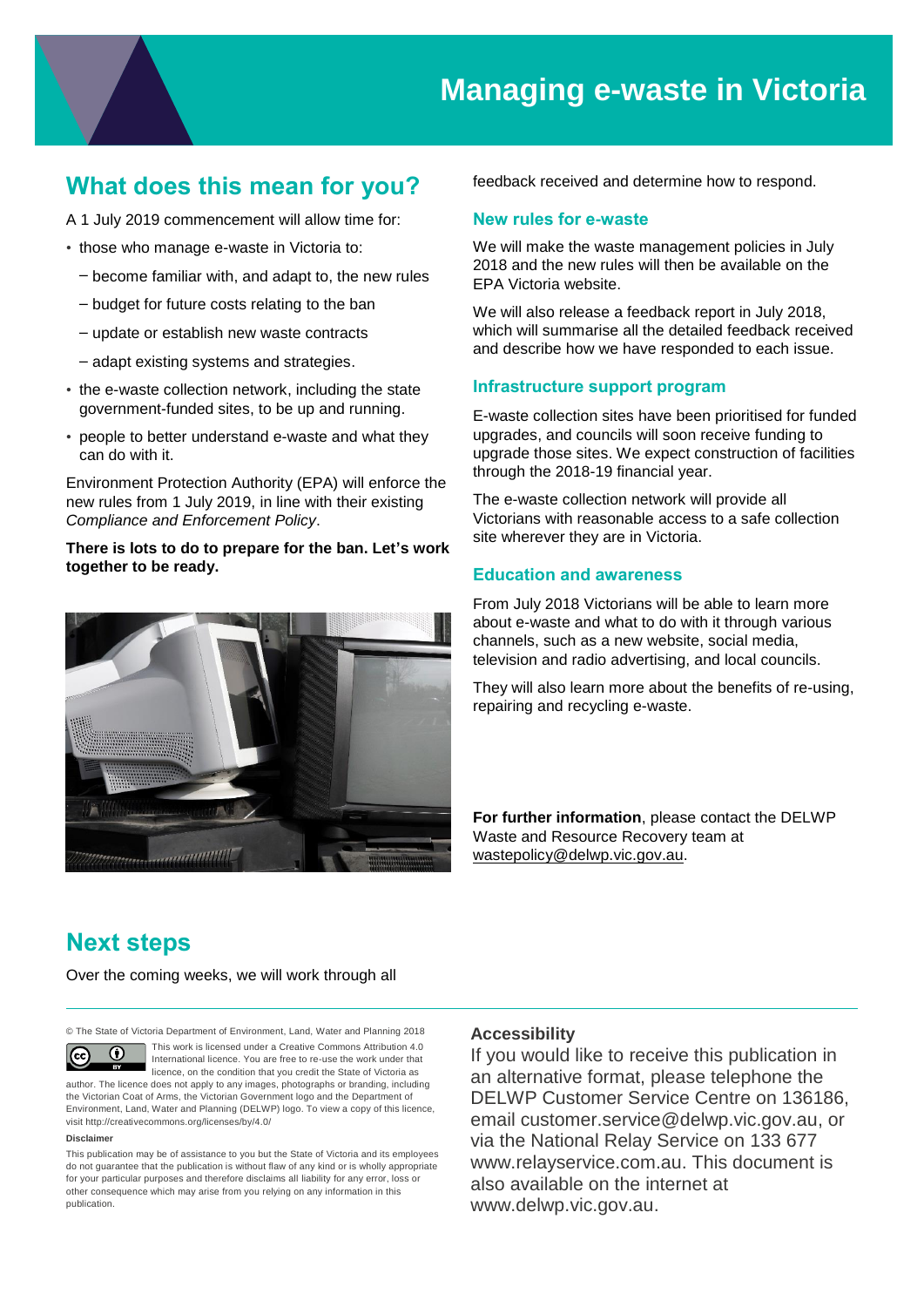# Managing e-waste in Victoria

## What does this mean for you?

A 1 July 2019 commencement will allow time for:

- those who manage e-waste in Victoria to:
  - become familiar with, and adapt to, the new rules
  - budget for future costs relating to the ban
  - update or establish new waste contracts
  - adapt existing systems and strategies.
- the e-waste collection network, including the state government-funded sites, to be up and running.
- people to better understand e-waste and what they can do with it.

Environment Protection Authority (EPA) will enforce the new rules from 1 July 2019, in line with their existing *Compliance and Enforcement Policy*.

**There is lots to do to prepare for the ban. Let's work together to be ready.**

## Next steps

Over the coming weeks, we will work through all feedback received and determine how to respond.

### New rules for e-waste

We will make the waste management policies in July 2018 and the new rules will then be available on the EPA Victoria website.

We will also release a feedback report in July 2018, which will summarise all the detailed feedback received and describe how we have responded to each issue.

### Infrastructure support program

E-waste collection sites have been prioritised for funded upgrades, and councils will soon receive funding to upgrade those sites. We expect construction of facilities through the 2018-19 financial year.

The e-waste collection network will provide all Victorians with reasonable access to a safe collection site wherever they are in Victoria.

### Education and awareness

From July 2018 Victorians will be able to learn more about e-waste and what to do with it through various channels, such as a new website, social media, television and radio advertising, and local councils.

They will also learn more about the benefits of re-using, repairing and recycling e-waste.

**For further information**, please contact the DELWP Waste and Resource Recovery team at wastepolicy@delwp.vic.gov.au.

---

© The State of Victoria Department of Environment, Land, Water and Planning 2018

This work is licensed under a Creative Commons Attribution 4.0 International licence. You are free to re-use the work under that licence, on the condition that you credit the State of Victoria as author. The licence does not apply to any images, photographs or branding, including the Victorian Coat of Arms, the Victorian Government logo and the Department of Environment, Land, Water and Planning (DELWP) logo. To view a copy of this licence, visit http://creativecommons.org/licenses/by/4.0/

**Disclaimer**

This publication may be of assistance to you but the State of Victoria and its employees do not guarantee that the publication is without flaw of any kind or is wholly appropriate for your particular purposes and therefore disclaims all liability for any error, loss or other consequence which may arise from you relying on any information in this publication.

**Accessibility**

If you would like to receive this publication in an alternative format, please telephone the DELWP Customer Service Centre on 136186, email customer.service@delwp.vic.gov.au, or via the National Relay Service on 133 677 www.relayservice.com.au. This document is also available on the internet at www.delwp.vic.gov.au.